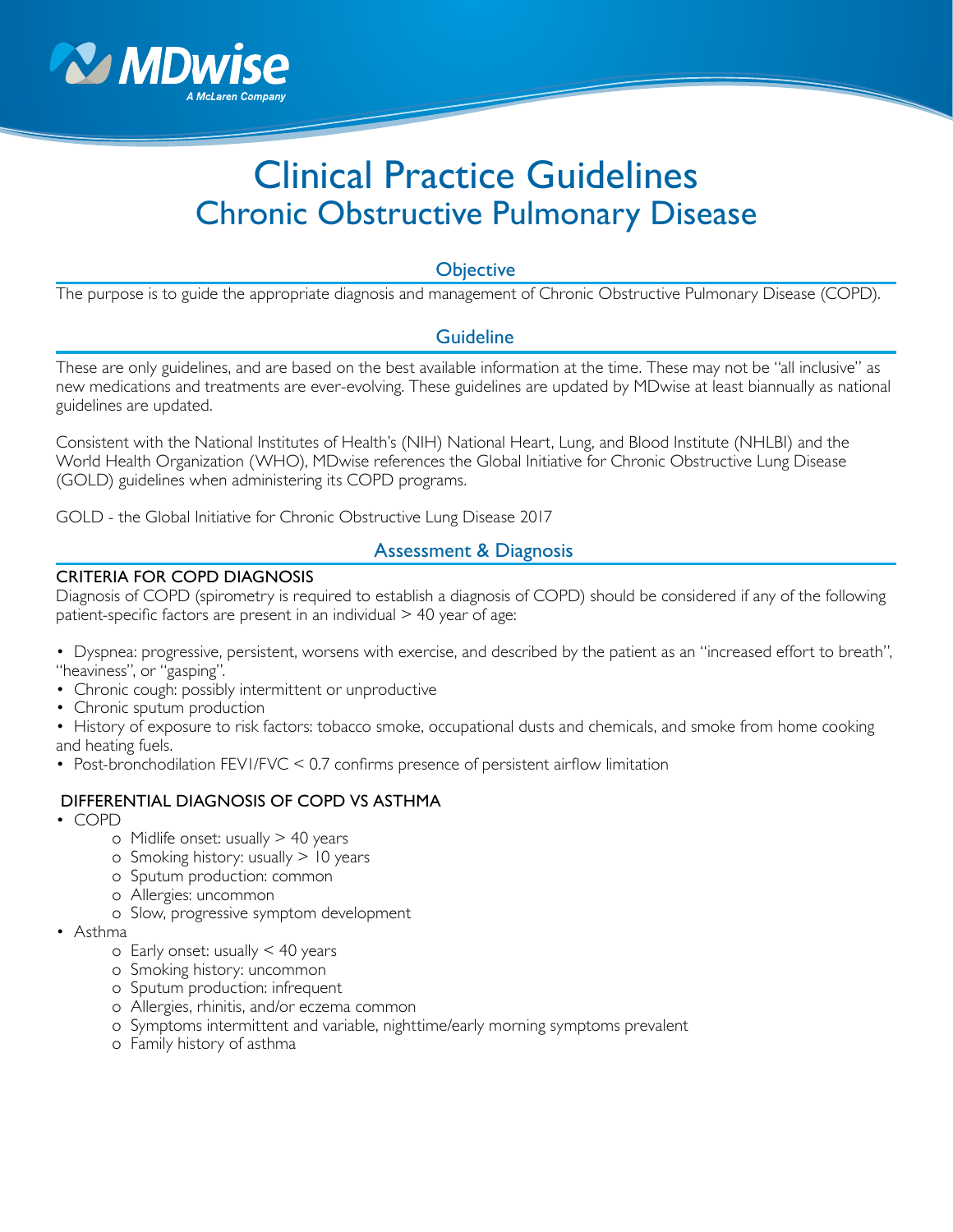# Clinical Practice Guidelines
## Chronic Obstructive Pulmonary Disease

### Objective

The purpose is to guide the appropriate diagnosis and management of Chronic Obstructive Pulmonary Disease (COPD).

### Guideline

These are only guidelines, and are based on the best available information at the time. These may not be "all inclusive" as new medications and treatments are ever-evolving. These guidelines are updated by MDwise at least biannually as national guidelines are updated.

Consistent with the National Institutes of Health's (NIH) National Heart, Lung, and Blood Institute (NHLBI) and the World Health Organization (WHO), MDwise references the Global Initiative for Chronic Obstructive Lung Disease (GOLD) guidelines when administering its COPD programs.

GOLD - the Global Initiative for Chronic Obstructive Lung Disease 2017

### Assessment & Diagnosis

**CRITERIA FOR COPD DIAGNOSIS**

Diagnosis of COPD (spirometry is required to establish a diagnosis of COPD) should be considered if any of the following patient-specific factors are present in an individual > 40 year of age:

- Dyspnea: progressive, persistent, worsens with exercise, and described by the patient as an "increased effort to breath", "heaviness", or "gasping".
- Chronic cough: possibly intermittent or unproductive
- Chronic sputum production
- History of exposure to risk factors: tobacco smoke, occupational dusts and chemicals, and smoke from home cooking and heating fuels.
- Post-bronchodilation FEV1/FVC < 0.7 confirms presence of persistent airflow limitation

**DIFFERENTIAL DIAGNOSIS OF COPD VS ASTHMA**

- COPD
  - Midlife onset: usually > 40 years
  - Smoking history: usually > 10 years
  - Sputum production: common
  - Allergies: uncommon
  - Slow, progressive symptom development
- Asthma
  - Early onset: usually < 40 years
  - Smoking history: uncommon
  - Sputum production: infrequent
  - Allergies, rhinitis, and/or eczema common
  - Symptoms intermittent and variable, nighttime/early morning symptoms prevalent
  - Family history of asthma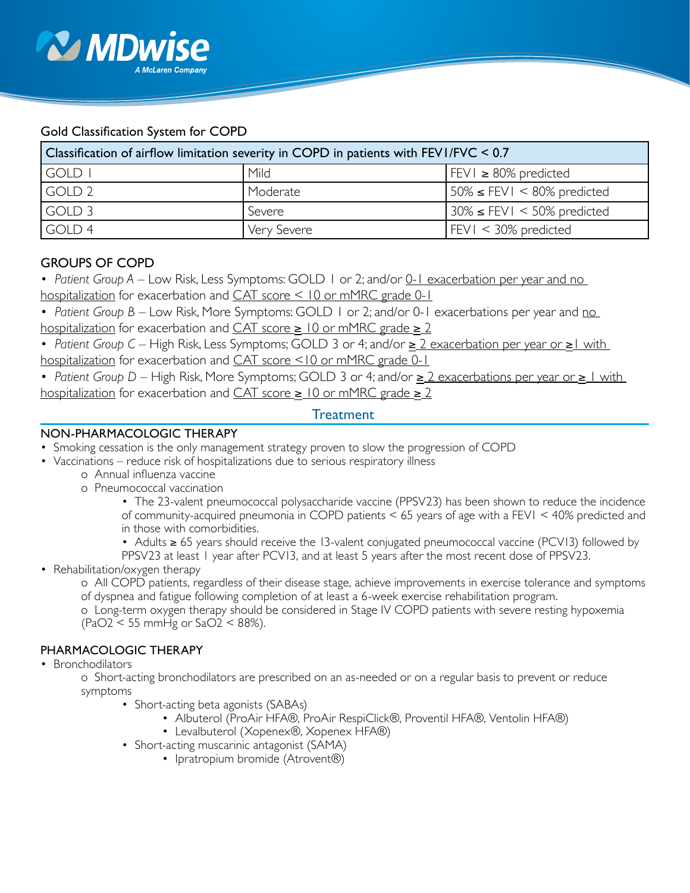Gold Classification System for COPD

| Classification of airflow limitation severity in COPD in patients with FEV1/FVC < 0.7 | | |
|---|---|---|
| GOLD 1 | Mild | FEV1 ≥ 80% predicted |
| GOLD 2 | Moderate | 50% ≤ FEV1 < 80% predicted |
| GOLD 3 | Severe | 30% ≤ FEV1 < 50% predicted |
| GOLD 4 | Very Severe | FEV1 < 30% predicted |

## GROUPS OF COPD

- *Patient Group A* – Low Risk, Less Symptoms: GOLD 1 or 2; and/or <u>0-1 exacerbation per year and no hospitalization</u> for exacerbation and <u>CAT score < 10 or mMRC grade 0-1</u>
- *Patient Group B* – Low Risk, More Symptoms: GOLD 1 or 2; and/or 0-1 exacerbations per year and <u>no hospitalization</u> for exacerbation and <u>CAT score ≥ 10 or mMRC grade ≥ 2</u>
- *Patient Group C* – High Risk, Less Symptoms; GOLD 3 or 4; and/or <u>≥ 2 exacerbation per year or ≥1 with hospitalization</u> for exacerbation and <u>CAT score <10 or mMRC grade 0-1</u>
- *Patient Group D* – High Risk, More Symptoms; GOLD 3 or 4; and/or <u>≥ 2 exacerbations per year or ≥ 1 with hospitalization</u> for exacerbation and <u>CAT score ≥ 10 or mMRC grade ≥ 2</u>

## Treatment

### NON-PHARMACOLOGIC THERAPY

- Smoking cessation is the only management strategy proven to slow the progression of COPD
- Vaccinations – reduce risk of hospitalizations due to serious respiratory illness
  - Annual influenza vaccine
  - Pneumococcal vaccination
    - The 23-valent pneumococcal polysaccharide vaccine (PPSV23) has been shown to reduce the incidence of community-acquired pneumonia in COPD patients < 65 years of age with a FEV1 < 40% predicted and in those with comorbidities.
    - Adults ≥ 65 years should receive the 13-valent conjugated pneumococcal vaccine (PCV13) followed by PPSV23 at least 1 year after PCV13, and at least 5 years after the most recent dose of PPSV23.
- Rehabilitation/oxygen therapy
  - All COPD patients, regardless of their disease stage, achieve improvements in exercise tolerance and symptoms of dyspnea and fatigue following completion of at least a 6-week exercise rehabilitation program.
  - Long-term oxygen therapy should be considered in Stage IV COPD patients with severe resting hypoxemia ($PaO_2$ < 55 mmHg or $SaO_2$ < 88%).

### PHARMACOLOGIC THERAPY

- Bronchodilators
  - Short-acting bronchodilators are prescribed on an as-needed or on a regular basis to prevent or reduce symptoms
    - Short-acting beta agonists (SABAs)
      - Albuterol (ProAir HFA®, ProAir RespiClick®, Proventil HFA®, Ventolin HFA®)
      - Levalbuterol (Xopenex®, Xopenex HFA®)
    - Short-acting muscarinic antagonist (SAMA)
      - Ipratropium bromide (Atrovent®)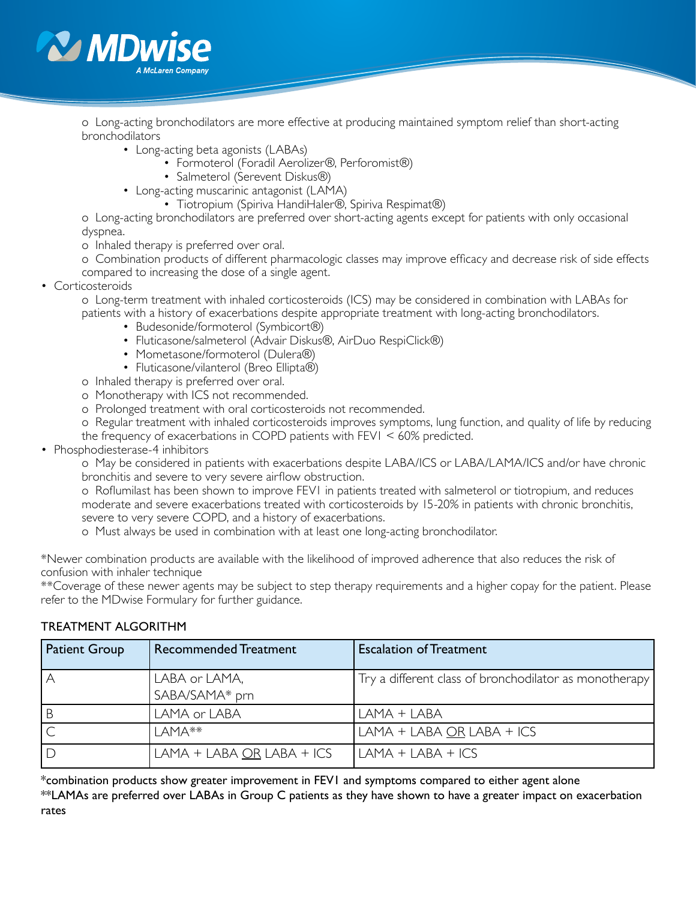- o Long-acting bronchodilators are more effective at producing maintained symptom relief than short-acting bronchodilators
    - Long-acting beta agonists (LABAs)
        - Formoterol (Foradil Aerolizer®, Perforomist®)
        - Salmeterol (Serevent Diskus®)
    - Long-acting muscarinic antagonist (LAMA)
        - Tiotropium (Spiriva HandiHaler®, Spiriva Respimat®)
- o Long-acting bronchodilators are preferred over short-acting agents except for patients with only occasional dyspnea.
- o Inhaled therapy is preferred over oral.
- o Combination products of different pharmacologic classes may improve efficacy and decrease risk of side effects compared to increasing the dose of a single agent.

- Corticosteroids
    - o Long-term treatment with inhaled corticosteroids (ICS) may be considered in combination with LABAs for patients with a history of exacerbations despite appropriate treatment with long-acting bronchodilators.
        - Budesonide/formoterol (Symbicort®)
        - Fluticasone/salmeterol (Advair Diskus®, AirDuo RespiClick®)
        - Mometasone/formoterol (Dulera®)
        - Fluticasone/vilanterol (Breo Ellipta®)
    - o Inhaled therapy is preferred over oral.
    - o Monotherapy with ICS not recommended.
    - o Prolonged treatment with oral corticosteroids not recommended.
    - o Regular treatment with inhaled corticosteroids improves symptoms, lung function, and quality of life by reducing the frequency of exacerbations in COPD patients with FEV1 < 60% predicted.
- Phosphodiesterase-4 inhibitors
    - o May be considered in patients with exacerbations despite LABA/ICS or LABA/LAMA/ICS and/or have chronic bronchitis and severe to very severe airflow obstruction.
    - o Roflumilast has been shown to improve FEV1 in patients treated with salmeterol or tiotropium, and reduces moderate and severe exacerbations treated with corticosteroids by 15-20% in patients with chronic bronchitis, severe to very severe COPD, and a history of exacerbations.
    - o Must always be used in combination with at least one long-acting bronchodilator.

*Newer combination products are available with the likelihood of improved adherence that also reduces the risk of confusion with inhaler technique

**Coverage of these newer agents may be subject to step therapy requirements and a higher copay for the patient. Please refer to the MDwise Formulary for further guidance.

## TREATMENT ALGORITHM

| Patient Group | Recommended Treatment | Escalation of Treatment |
|---|---|---|
| A | LABA or LAMA, SABA/SAMA* prn | Try a different class of bronchodilator as monotherapy |
| B | LAMA or LABA | LAMA + LABA |
| C | LAMA** | LAMA + LABA <u>OR</u> LABA + ICS |
| D | LAMA + LABA <u>OR</u> LABA + ICS | LAMA + LABA + ICS |

*combination products show greater improvement in FEV1 and symptoms compared to either agent alone

**LAMAs are preferred over LABAs in Group C patients as they have shown to have a greater impact on exacerbation rates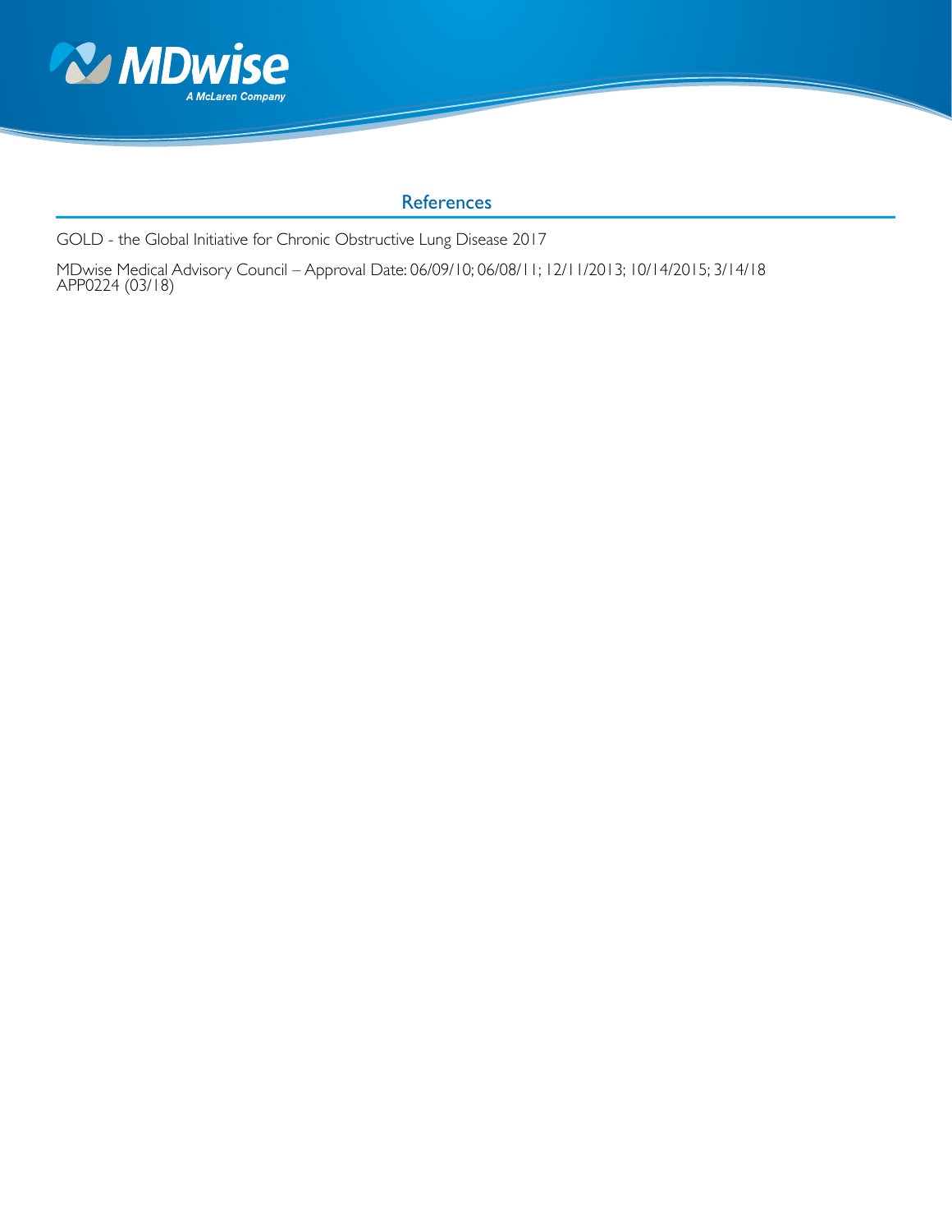## References

GOLD - the Global Initiative for Chronic Obstructive Lung Disease 2017

MDwise Medical Advisory Council – Approval Date: 06/09/10; 06/08/11; 12/11/2013; 10/14/2015; 3/14/18
APP0224 (03/18)